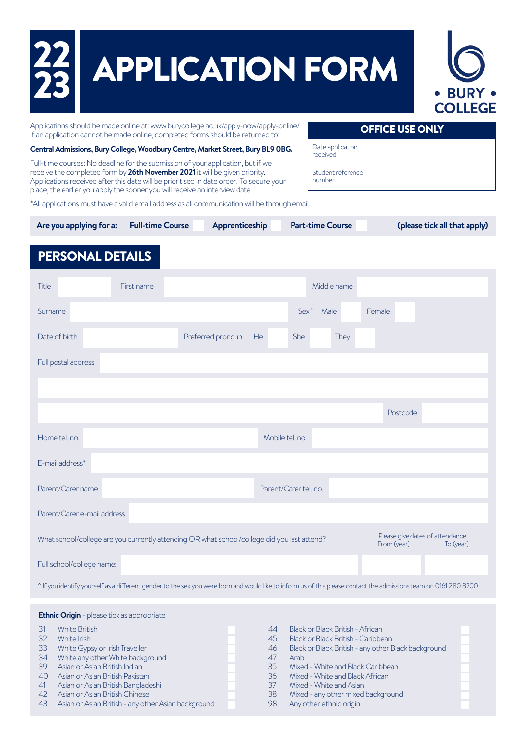# 22 23 APPLICATION FORM

**• BURY • COLLEGE**

Applications should be made online at: www.burycollege.ac.uk/apply-now/apply-online/. If an application cannot be made online, completed forms should be returned to:

**Central Admissions, Bury College, Woodbury Centre, Market Street, Bury BL9 0BG.**

Full-time courses: No deadline for the submission of your application, but if we receive the completed form by **26th November 2021** it will be given priority. Applications received after this date will be prioritised in date order. To secure your place, the earlier you apply the sooner you will receive an interview date.

*All applications must have a valid email address as all communication will be through email.

| OFFICE USE ONLY | |
|---|---|
| Date application received | |
| Student reference number | |

**Are you applying for a:** **Full-time Course** ☐ **Apprenticeship** ☐ **Part-time Course** ☐ **(please tick all that apply)**

## PERSONAL DETAILS

| | | | | | |
|---|---|---|---|---|---|
| Title | | First name | | Middle name | |
| Surname | | Sex^ | Male ☐ | Female ☐ | |
| Date of birth | | Preferred pronoun | He ☐ | She ☐ | They ☐ |
| Full postal address | | | | | |
| | | | | | |
| | | | | Postcode | |
| Home tel. no. | | Mobile tel. no. | | | |
| E-mail address* | | | | | |
| Parent/Carer name | | Parent/Carer tel. no. | | | |
| Parent/Carer e-mail address | | | | | |

What school/college are you currently attending OR what school/college did you last attend?

| Full school/college name: | Please give dates of attendance From (year) | To (year) |
|---|---|---|
| | | |

^ If you identify yourself as a different gender to the sex you were born and would like to inform us of this please contact the admissions team on 0161 280 8200.

**Ethnic Origin** - please tick as appropriate

| Code | Ethnic Origin | ☐ | Code | Ethnic Origin | ☐ |
|---|---|---|---|---|---|
| 31 | White British | | 44 | Black or Black British - African | |
| 32 | White Irish | | 45 | Black or Black British - Caribbean | |
| 33 | White Gypsy or Irish Traveller | | 46 | Black or Black British - any other Black background | |
| 34 | White any other White background | | 47 | Arab | |
| 39 | Asian or Asian British Indian | | 35 | Mixed - White and Black Caribbean | |
| 40 | Asian or Asian British Pakistani | | 36 | Mixed - White and Black African | |
| 41 | Asian or Asian British Bangladeshi | | 37 | Mixed - White and Asian | |
| 42 | Asian or Asian British Chinese | | 38 | Mixed - any other mixed background | |
| 43 | Asian or Asian British - any other Asian background | | 98 | Any other ethnic origin | |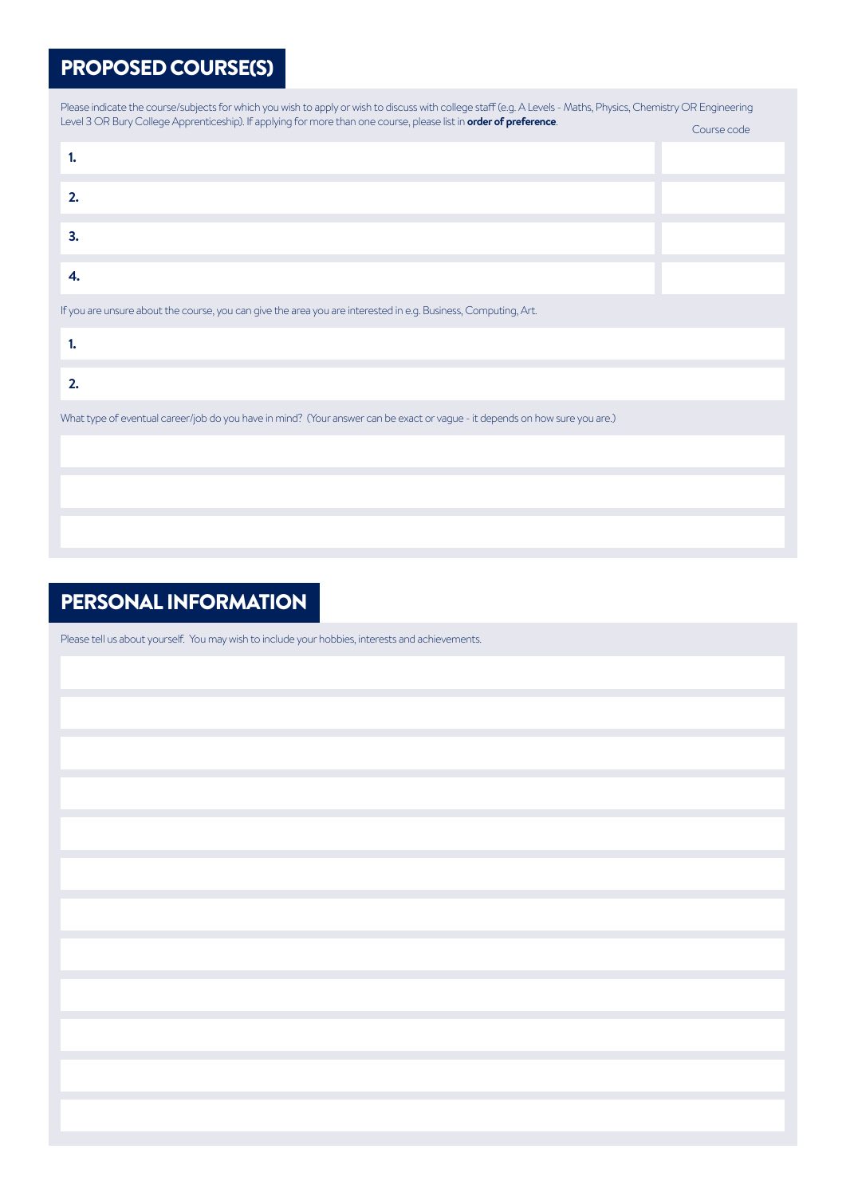## PROPOSED COURSE(S)

Please indicate the course/subjects for which you wish to apply or wish to discuss with college staff (e.g. A Levels - Maths, Physics, Chemistry OR Engineering Level 3 OR Bury College Apprenticeship). If applying for more than one course, please list in **order of preference**.

| | Course code |
|---|---|
| 1. | |
| 2. | |
| 3. | |
| 4. | |

If you are unsure about the course, you can give the area you are interested in e.g. Business, Computing, Art.

1.

2.

What type of eventual career/job do you have in mind? (Your answer can be exact or vague - it depends on how sure you are.)

## PERSONAL INFORMATION

Please tell us about yourself. You may wish to include your hobbies, interests and achievements.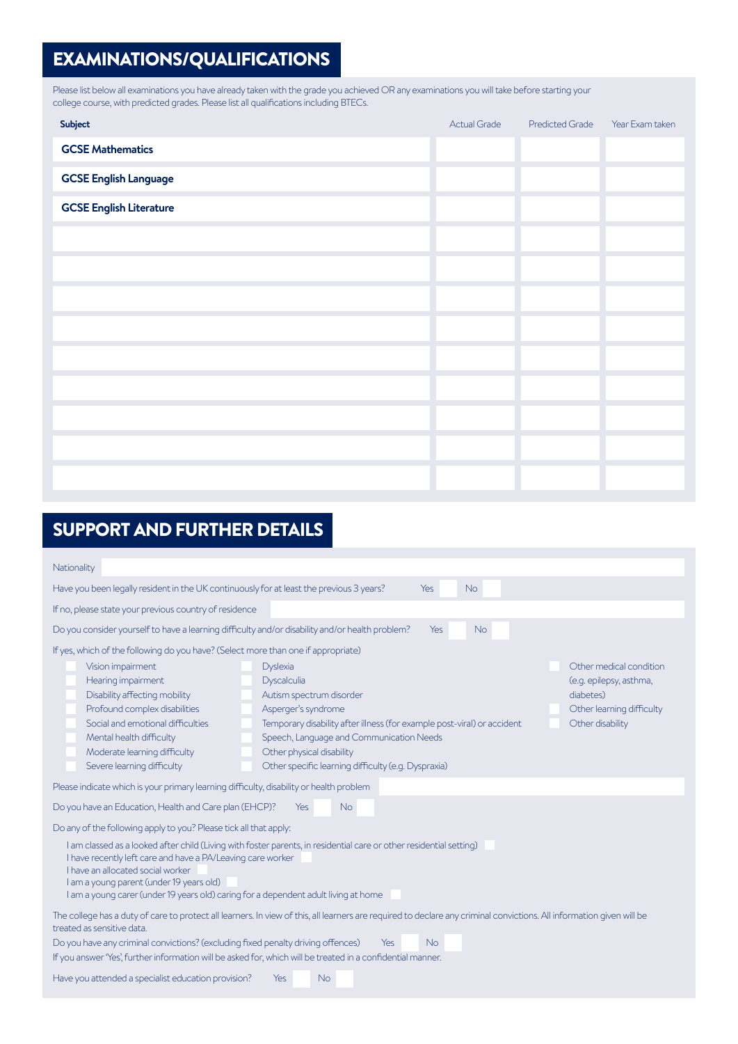## EXAMINATIONS/QUALIFICATIONS

Please list below all examinations you have already taken with the grade you achieved OR any examinations you will take before starting your college course, with predicted grades. Please list all qualifications including BTECs.

| Subject | Actual Grade | Predicted Grade | Year Exam taken |
|---|---|---|---|
| **GCSE Mathematics** | | | |
| **GCSE English Language** | | | |
| **GCSE English Literature** | | | |
| | | | |
| | | | |
| | | | |
| | | | |
| | | | |
| | | | |
| | | | |
| | | | |
| | | | |

## SUPPORT AND FURTHER DETAILS

Nationality

Have you been legally resident in the UK continuously for at least the previous 3 years? Yes ☐ No ☐

If no, please state your previous country of residence

Do you consider yourself to have a learning difficulty and/or disability and/or health problem? Yes ☐ No ☐

If yes, which of the following do you have? (Select more than one if appropriate)

- ☐ Vision impairment
- ☐ Hearing impairment
- ☐ Disability affecting mobility
- ☐ Profound complex disabilities
- ☐ Social and emotional difficulties
- ☐ Mental health difficulty
- ☐ Moderate learning difficulty
- ☐ Severe learning difficulty
- ☐ Dyslexia
- ☐ Dyscalculia
- ☐ Autism spectrum disorder
- ☐ Asperger's syndrome
- ☐ Temporary disability after illness (for example post-viral) or accident
- ☐ Speech, Language and Communication Needs
- ☐ Other physical disability
- ☐ Other specific learning difficulty (e.g. Dyspraxia)
- ☐ Other medical condition (e.g. epilepsy, asthma, diabetes)
- ☐ Other learning difficulty
- ☐ Other disability

Please indicate which is your primary learning difficulty, disability or health problem

Do you have an Education, Health and Care plan (EHCP)? Yes ☐ No ☐

Do any of the following apply to you? Please tick all that apply:

- I am classed as a looked after child (Living with foster parents, in residential care or other residential setting) ☐
- I have recently left care and have a PA/Leaving care worker ☐
- I have an allocated social worker ☐
- I am a young parent (under 19 years old) ☐
- I am a young carer (under 19 years old) caring for a dependent adult living at home ☐

The college has a duty of care to protect all learners. In view of this, all learners are required to declare any criminal convictions. All information given will be treated as sensitive data.

Do you have any criminal convictions? (excluding fixed penalty driving offences) Yes ☐ No ☐

If you answer 'Yes', further information will be asked for, which will be treated in a confidential manner.

Have you attended a specialist education provision? Yes ☐ No ☐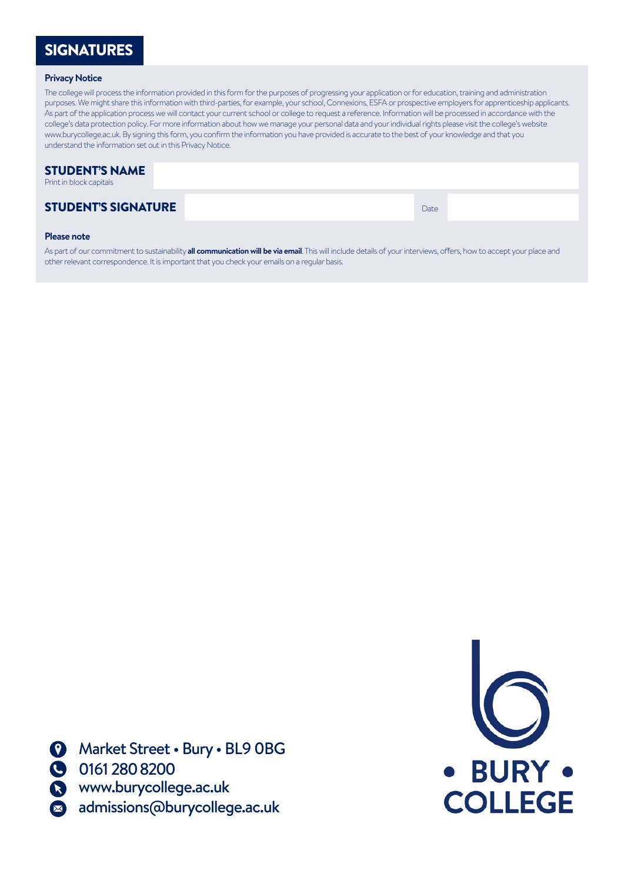## SIGNATURES

**Privacy Notice**

The college will process the information provided in this form for the purposes of progressing your application or for education, training and administration purposes. We might share this information with third-parties, for example, your school, Connexions, ESFA or prospective employers for apprenticeship applicants. As part of the application process we will contact your current school or college to request a reference. Information will be processed in accordance with the college's data protection policy. For more information about how we manage your personal data and your individual rights please visit the college's website www.burycollege.ac.uk. By signing this form, you confirm the information you have provided is accurate to the best of your knowledge and that you understand the information set out in this Privacy Notice.

| | |
|---|---|
| **STUDENT'S NAME** Print in block capitals | |

| | | | |
|---|---|---|---|
| **STUDENT'S SIGNATURE** | | Date | |

**Please note**

As part of our commitment to sustainability **all communication will be via email**. This will include details of your interviews, offers, how to accept your place and other relevant correspondence. It is important that you check your emails on a regular basis.

Market Street • Bury • BL9 0BG
0161 280 8200
www.burycollege.ac.uk
admissions@burycollege.ac.uk

• BURY •
COLLEGE